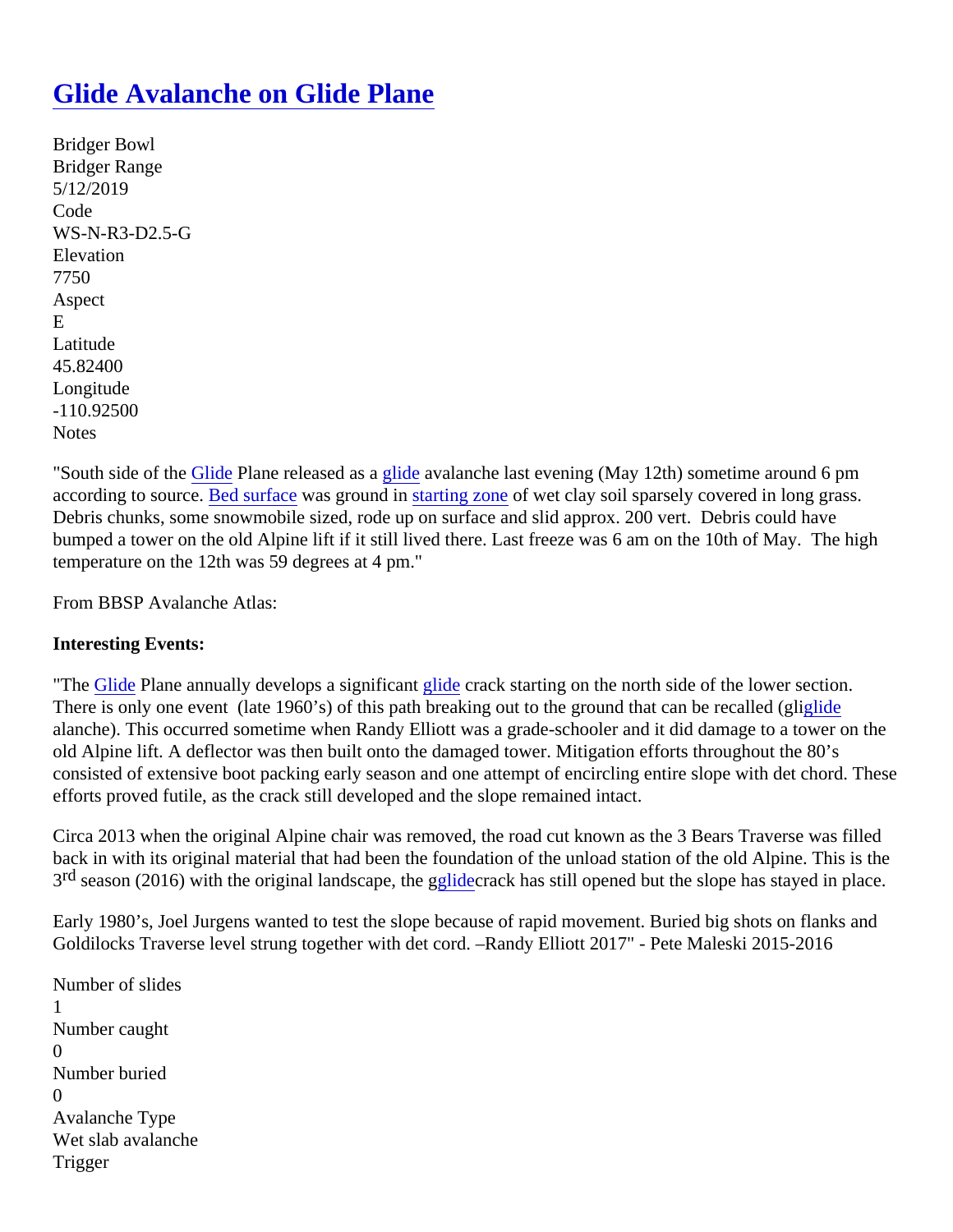# Glide Avalanche on Glide Plane

Bridger Bowl
Bridger Range
5/12/2019
Code
WS-N-R3-D2.5-G
Elevation
7750
Aspect
E
Latitude
45.82400
Longitude
-110.92500
Notes

"South side of the Glide Plane released as a glide avalanche last evening (May 12th) sometime around 6 pm according to source. Bed surface was ground in starting zone of wet clay soil sparsely covered in long grass. Debris chunks, some snowmobile sized, rode up on surface and slid approx. 200 vert. Debris could have bumped a tower on the old Alpine lift if it still lived there. Last freeze was 6 am on the 10th of May. The high temperature on the 12th was 59 degrees at 4 pm."

From BBSP Avalanche Atlas:

**Interesting Events:**

"The Glide Plane annually develops a significant glide crack starting on the north side of the lower section. There is only one event (late 1960's) of this path breaking out to the ground that can be recalled (gliglide alanche). This occurred sometime when Randy Elliott was a grade-schooler and it did damage to a tower on the old Alpine lift. A deflector was then built onto the damaged tower. Mitigation efforts throughout the 80's consisted of extensive boot packing early season and one attempt of encircling entire slope with det chord. These efforts proved futile, as the crack still developed and the slope remained intact.

Circa 2013 when the original Alpine chair was removed, the road cut known as the 3 Bears Traverse was filled back in with its original material that had been the foundation of the unload station of the old Alpine. This is the 3rd season (2016) with the original landscape, the gglide crack has still opened but the slope has stayed in place.

Early 1980's, Joel Jurgens wanted to test the slope because of rapid movement. Buried big shots on flanks and Goldilocks Traverse level strung together with det cord. –Randy Elliott 2017" - Pete Maleski 2015-2016

Number of slides
1
Number caught
0
Number buried
0
Avalanche Type
Wet slab avalanche
Trigger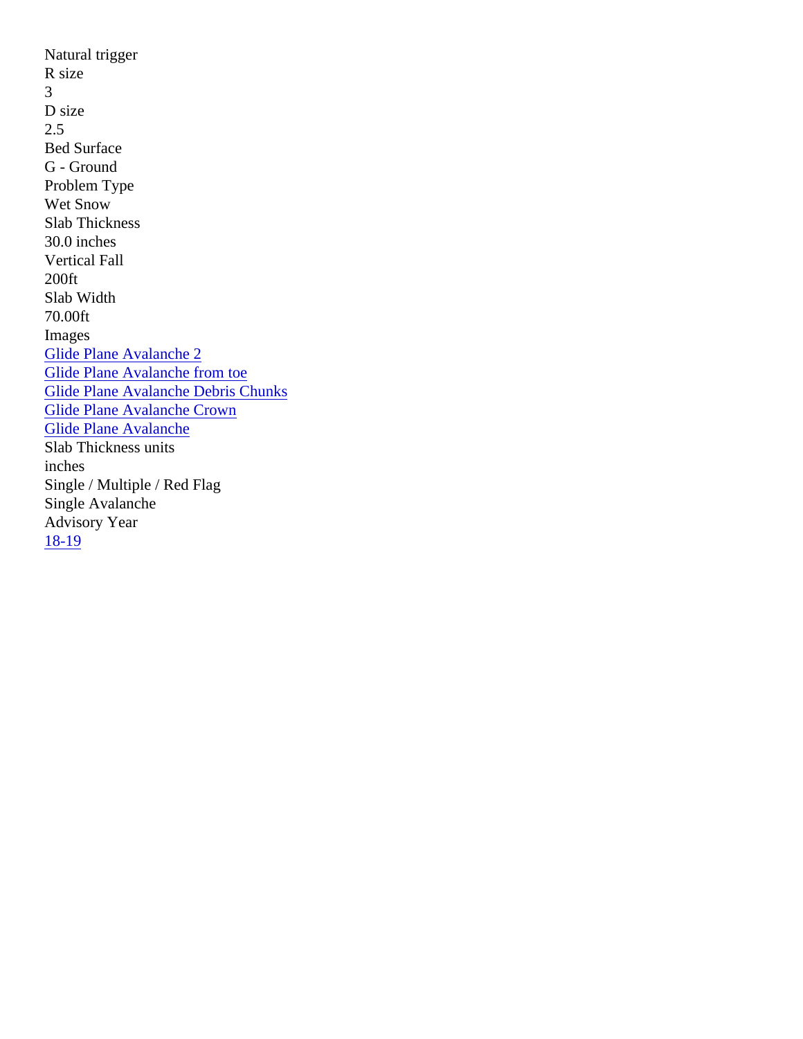Natural trigger
R size
3
D size
2.5
Bed Surface
G - Ground
Problem Type
Wet Snow
Slab Thickness
30.0 inches
Vertical Fall
200ft
Slab Width
70.00ft
Images
Glide Plane Avalanche 2
Glide Plane Avalanche from toe
Glide Plane Avalanche Debris Chunks
Glide Plane Avalanche Crown
Glide Plane Avalanche
Slab Thickness units
inches
Single / Multiple / Red Flag
Single Avalanche
Advisory Year
18-19